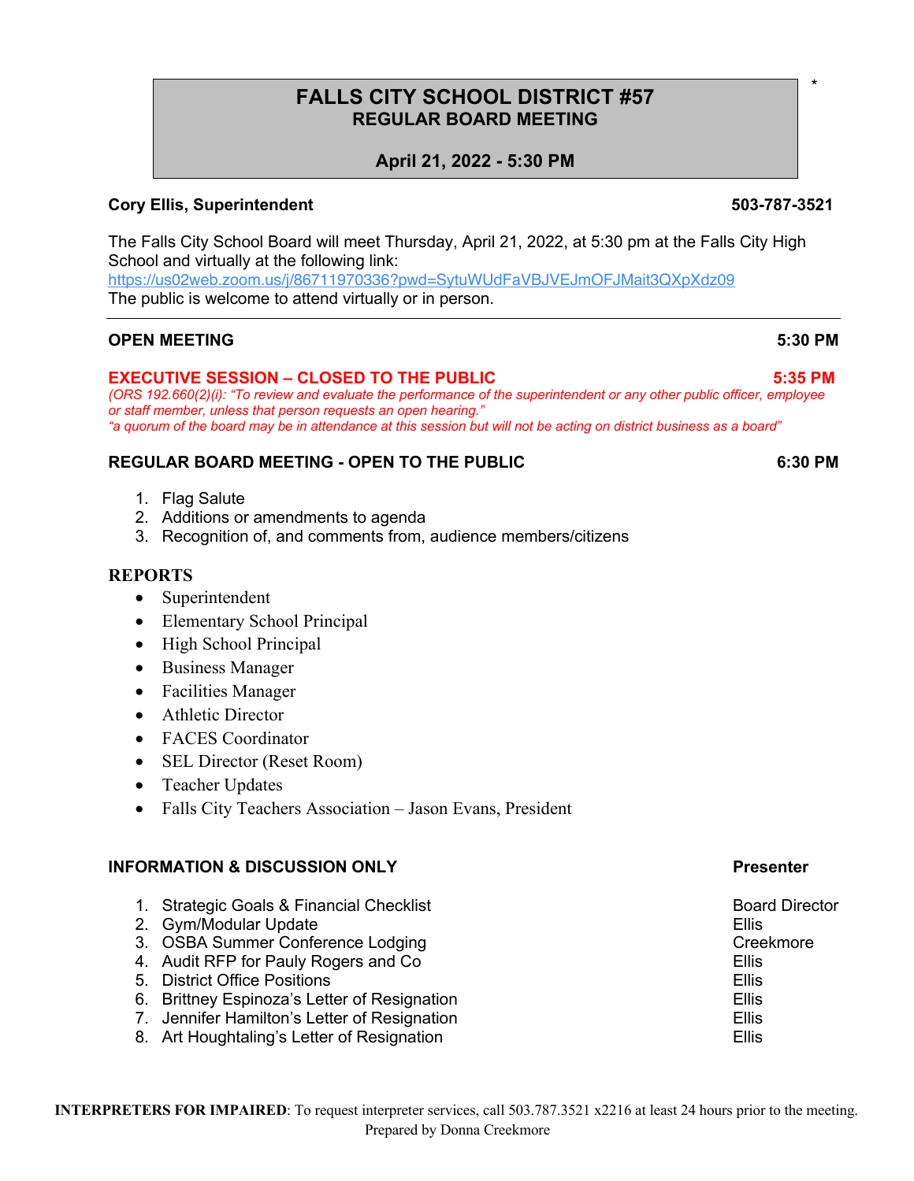# FALLS CITY SCHOOL DISTRICT #57
## REGULAR BOARD MEETING

**April 21, 2022 - 5:30 PM**

*

**Cory Ellis, Superintendent** **503-787-3521**

The Falls City School Board will meet Thursday, April 21, 2022, at 5:30 pm at the Falls City High School and virtually at the following link:
https://us02web.zoom.us/j/86711970336?pwd=SytuWUdFaVBJVEJmOFJMait3QXpXdz09
The public is welcome to attend virtually or in person.

---

**OPEN MEETING** **5:30 PM**

**EXECUTIVE SESSION – CLOSED TO THE PUBLIC** **5:35 PM**

*(ORS 192.660(2)(i): "To review and evaluate the performance of the superintendent or any other public officer, employee or staff member, unless that person requests an open hearing."*
*"a quorum of the board may be in attendance at this session but will not be acting on district business as a board"*

**REGULAR BOARD MEETING - OPEN TO THE PUBLIC** **6:30 PM**

1. Flag Salute
2. Additions or amendments to agenda
3. Recognition of, and comments from, audience members/citizens

**REPORTS**

- Superintendent
- Elementary School Principal
- High School Principal
- Business Manager
- Facilities Manager
- Athletic Director
- FACES Coordinator
- SEL Director (Reset Room)
- Teacher Updates
- Falls City Teachers Association – Jason Evans, President

| **INFORMATION & DISCUSSION ONLY** | **Presenter** |
|---|---|
| 1. Strategic Goals & Financial Checklist | Board Director |
| 2. Gym/Modular Update | Ellis |
| 3. OSBA Summer Conference Lodging | Creekmore |
| 4. Audit RFP for Pauly Rogers and Co | Ellis |
| 5. District Office Positions | Ellis |
| 6. Brittney Espinoza's Letter of Resignation | Ellis |
| 7. Jennifer Hamilton's Letter of Resignation | Ellis |
| 8. Art Houghtaling's Letter of Resignation | Ellis |

**INTERPRETERS FOR IMPAIRED**: To request interpreter services, call 503.787.3521 x2216 at least 24 hours prior to the meeting.
Prepared by Donna Creekmore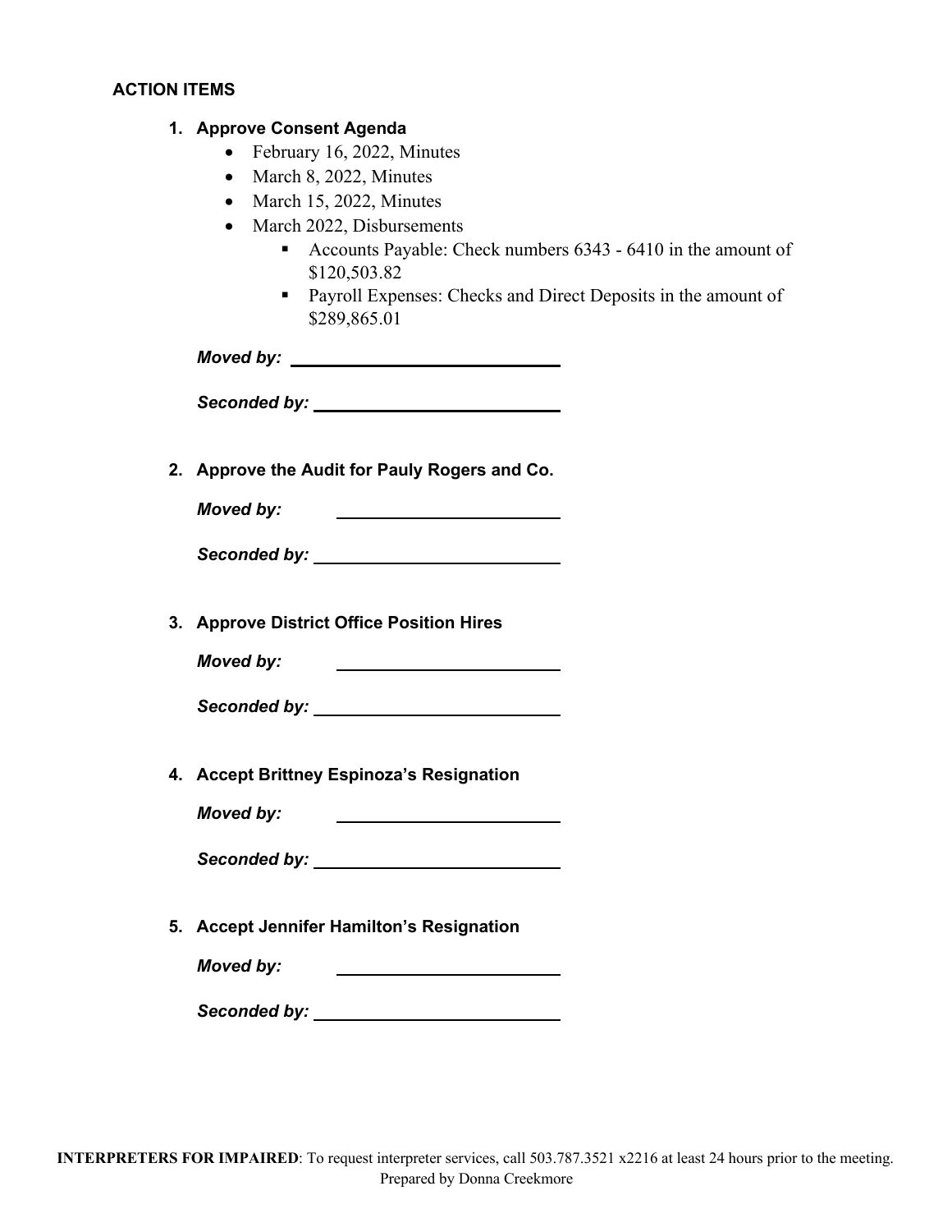## ACTION ITEMS

1. **Approve Consent Agenda**
   - February 16, 2022, Minutes
   - March 8, 2022, Minutes
   - March 15, 2022, Minutes
   - March 2022, Disbursements
     - Accounts Payable: Check numbers 6343 - 6410 in the amount of $120,503.82
     - Payroll Expenses: Checks and Direct Deposits in the amount of $289,865.01

   ***Moved by:*** ______________________________

   ***Seconded by:*** ______________________________

2. **Approve the Audit for Pauly Rogers and Co.**

   ***Moved by:*** ______________________________

   ***Seconded by:*** ______________________________

3. **Approve District Office Position Hires**

   ***Moved by:*** ______________________________

   ***Seconded by:*** ______________________________

4. **Accept Brittney Espinoza's Resignation**

   ***Moved by:*** ______________________________

   ***Seconded by:*** ______________________________

5. **Accept Jennifer Hamilton's Resignation**

   ***Moved by:*** ______________________________

   ***Seconded by:*** ______________________________

**INTERPRETERS FOR IMPAIRED**: To request interpreter services, call 503.787.3521 x2216 at least 24 hours prior to the meeting.
Prepared by Donna Creekmore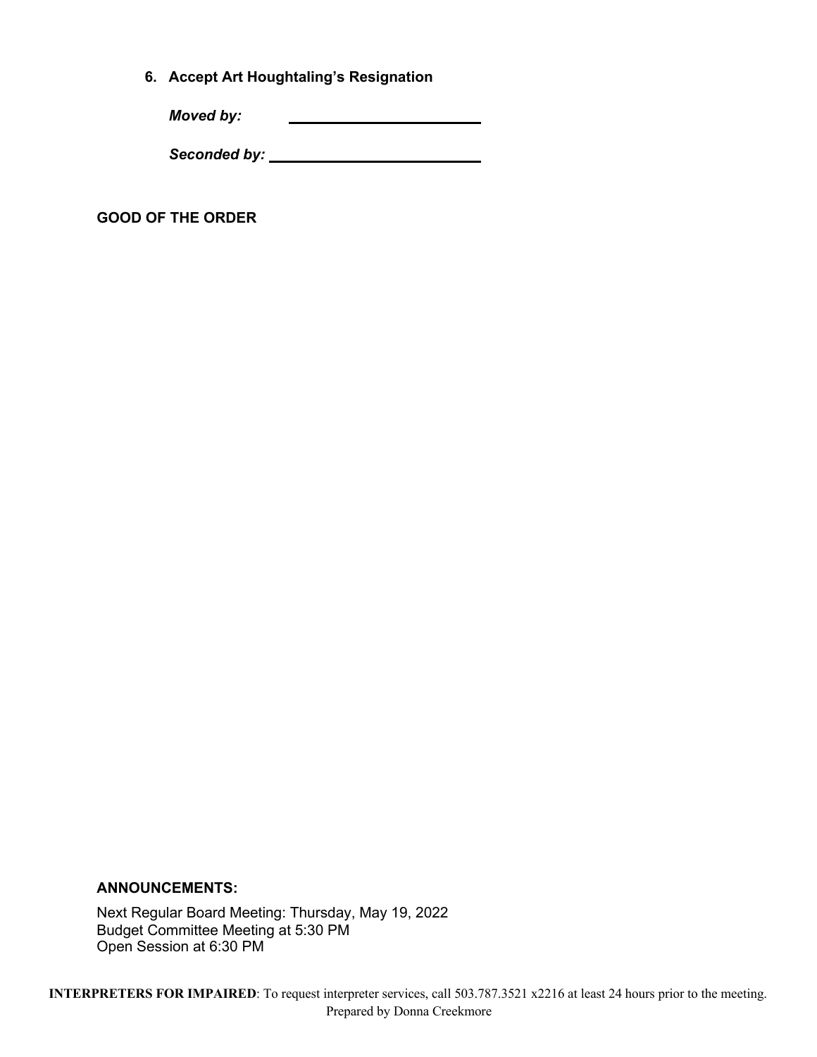6. **Accept Art Houghtaling's Resignation**

   ***Moved by:*** ________________________

   ***Seconded by:*** ________________________

**GOOD OF THE ORDER**

**ANNOUNCEMENTS:**

Next Regular Board Meeting: Thursday, May 19, 2022
Budget Committee Meeting at 5:30 PM
Open Session at 6:30 PM

**INTERPRETERS FOR IMPAIRED**: To request interpreter services, call 503.787.3521 x2216 at least 24 hours prior to the meeting.
Prepared by Donna Creekmore